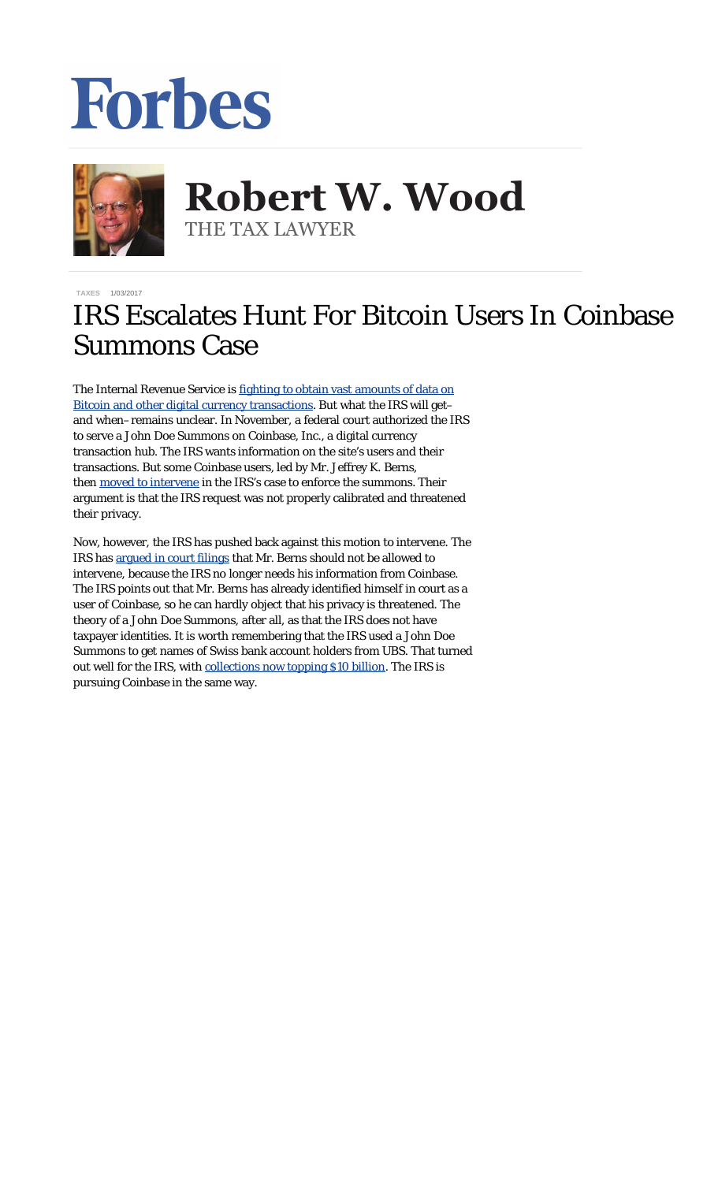Forbes

**Robert W. Wood**
THE TAX LAWYER

TAXES 1/03/2017

# IRS Escalates Hunt For Bitcoin Users In Coinbase Summons Case

The Internal Revenue Service is fighting to obtain vast amounts of data on Bitcoin and other digital currency transactions. But what the IRS will get–and when–remains unclear. In November, a federal court authorized the IRS to serve a John Doe Summons on Coinbase, Inc., a digital currency transaction hub. The IRS wants information on the site's users and their transactions. But some Coinbase users, led by Mr. Jeffrey K. Berns, then moved to intervene in the IRS's case to enforce the summons. Their argument is that the IRS request was not properly calibrated and threatened their privacy.

Now, however, the IRS has pushed back against this motion to intervene. The IRS has argued in court filings that Mr. Berns should not be allowed to intervene, because the IRS no longer needs his information from Coinbase. The IRS points out that Mr. Berns has already identified himself in court as a user of Coinbase, so he can hardly object that his privacy is threatened. The theory of a John Doe Summons, after all, as that the IRS does not have taxpayer identities. It is worth remembering that the IRS used a John Doe Summons to get names of Swiss bank account holders from UBS. That turned out well for the IRS, with collections now topping $10 billion. The IRS is pursuing Coinbase in the same way.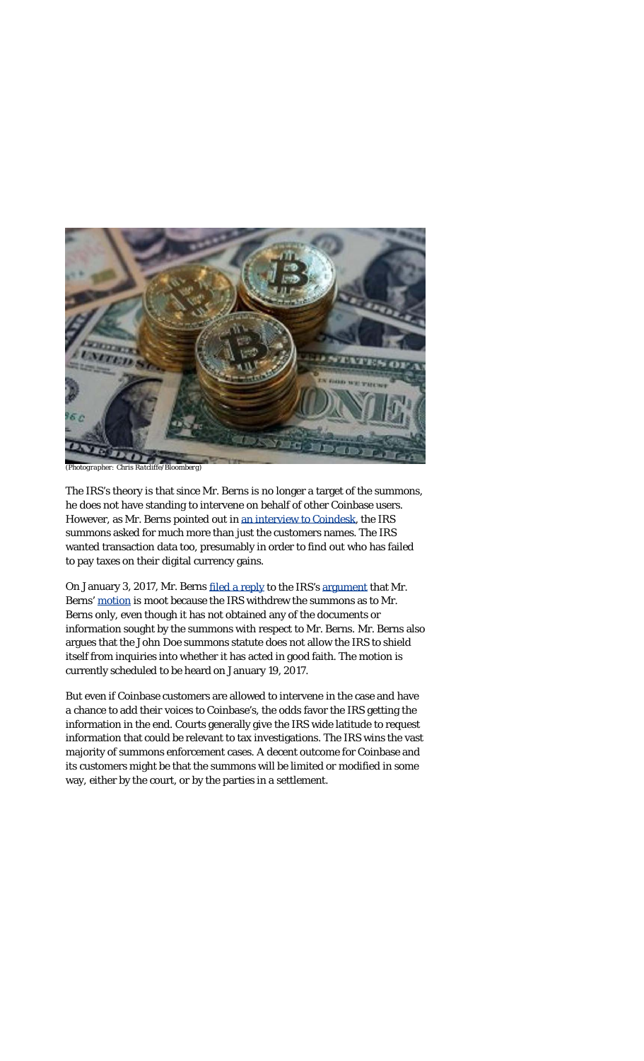(Photographer: Chris Ratcliffe/Bloomberg)

The IRS's theory is that since Mr. Berns is no longer a target of the summons, he does not have standing to intervene on behalf of other Coinbase users. However, as Mr. Berns pointed out in an interview to Coindesk, the IRS summons asked for much more than just the customers names. The IRS wanted transaction data too, presumably in order to find out who has failed to pay taxes on their digital currency gains.

On January 3, 2017, Mr. Berns filed a reply to the IRS's argument that Mr. Berns' motion is moot because the IRS withdrew the summons as to Mr. Berns only, even though it has not obtained any of the documents or information sought by the summons with respect to Mr. Berns. Mr. Berns also argues that the John Doe summons statute does not allow the IRS to shield itself from inquiries into whether it has acted in good faith. The motion is currently scheduled to be heard on January 19, 2017.

But even if Coinbase customers are allowed to intervene in the case and have a chance to add their voices to Coinbase's, the odds favor the IRS getting the information in the end. Courts generally give the IRS wide latitude to request information that could be relevant to tax investigations. The IRS wins the vast majority of summons enforcement cases. A decent outcome for Coinbase and its customers might be that the summons will be limited or modified in some way, either by the court, or by the parties in a settlement.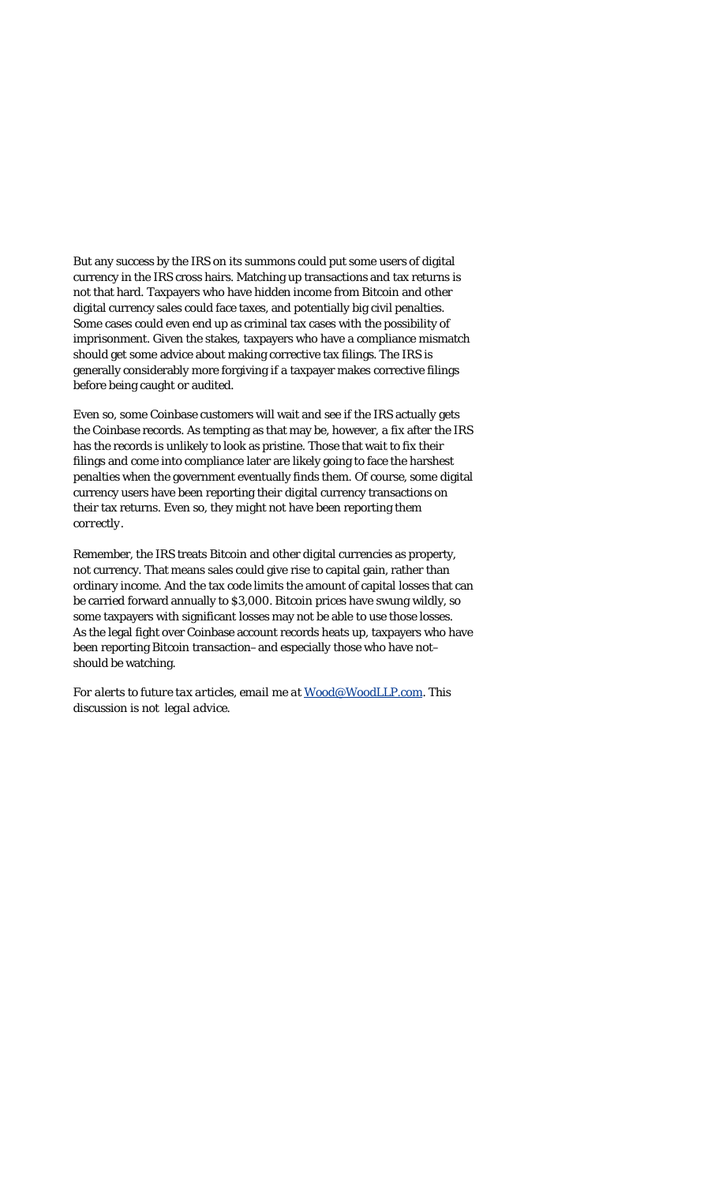But any success by the IRS on its summons could put some users of digital currency in the IRS cross hairs. Matching up transactions and tax returns is not that hard. Taxpayers who have hidden income from Bitcoin and other digital currency sales could face taxes, and potentially big civil penalties. Some cases could even end up as criminal tax cases with the possibility of imprisonment. Given the stakes, taxpayers who have a compliance mismatch should get some advice about making corrective tax filings. The IRS is generally considerably more forgiving if a taxpayer makes corrective filings before being caught or audited.

Even so, some Coinbase customers will wait and see if the IRS actually gets the Coinbase records. As tempting as that may be, however, a fix after the IRS has the records is unlikely to look as pristine. Those that wait to fix their filings and come into compliance later are likely going to face the harshest penalties when the government eventually finds them. Of course, some digital currency users have been reporting their digital currency transactions on their tax returns. Even so, they might not have been reporting them *correctly*.

Remember, the IRS treats Bitcoin and other digital currencies as property, not currency. That means sales could give rise to capital gain, rather than ordinary income. And the tax code limits the amount of capital losses that can be carried forward annually to $3,000. Bitcoin prices have swung wildly, so some taxpayers with significant losses may not be able to use those losses. As the legal fight over Coinbase account records heats up, taxpayers who have been reporting Bitcoin transaction–and especially those who have not–should be watching.

*For alerts to future tax articles, email me at* [Wood@WoodLLP.com](mailto:Wood@WoodLLP.com). *This discussion is not legal advice.*